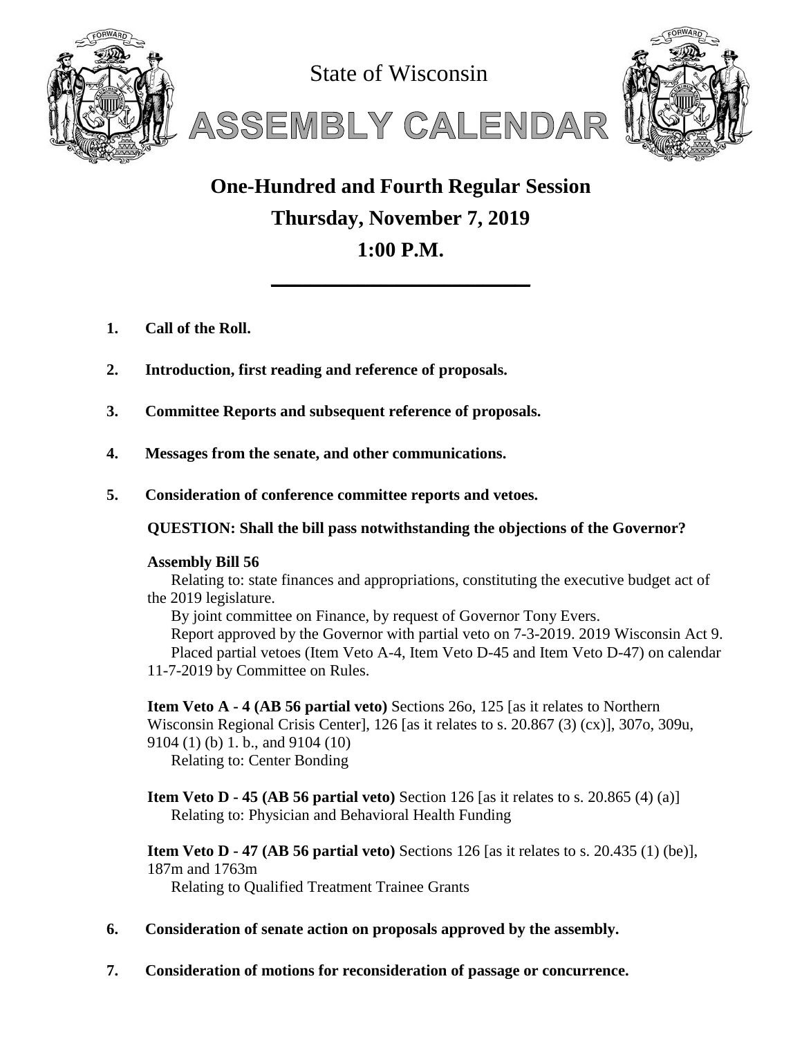State of Wisconsin

# ASSEMBLY CALENDAR

## One-Hundred and Fourth Regular Session

## Thursday, November 7, 2019

## 1:00 P.M.

---

1. **Call of the Roll.**

2. **Introduction, first reading and reference of proposals.**

3. **Committee Reports and subsequent reference of proposals.**

4. **Messages from the senate, and other communications.**

5. **Consideration of conference committee reports and vetoes.**

**QUESTION: Shall the bill pass notwithstanding the objections of the Governor?**

**Assembly Bill 56**

Relating to: state finances and appropriations, constituting the executive budget act of the 2019 legislature.

By joint committee on Finance, by request of Governor Tony Evers.

Report approved by the Governor with partial veto on 7-3-2019. 2019 Wisconsin Act 9.

Placed partial vetoes (Item Veto A-4, Item Veto D-45 and Item Veto D-47) on calendar 11-7-2019 by Committee on Rules.

**Item Veto A - 4 (AB 56 partial veto)** Sections 26o, 125 [as it relates to Northern Wisconsin Regional Crisis Center], 126 [as it relates to s. 20.867 (3) (cx)], 307o, 309u, 9104 (1) (b) 1. b., and 9104 (10)

Relating to: Center Bonding

**Item Veto D - 45 (AB 56 partial veto)** Section 126 [as it relates to s. 20.865 (4) (a)]

Relating to: Physician and Behavioral Health Funding

**Item Veto D - 47 (AB 56 partial veto)** Sections 126 [as it relates to s. 20.435 (1) (be)], 187m and 1763m

Relating to Qualified Treatment Trainee Grants

6. **Consideration of senate action on proposals approved by the assembly.**

7. **Consideration of motions for reconsideration of passage or concurrence.**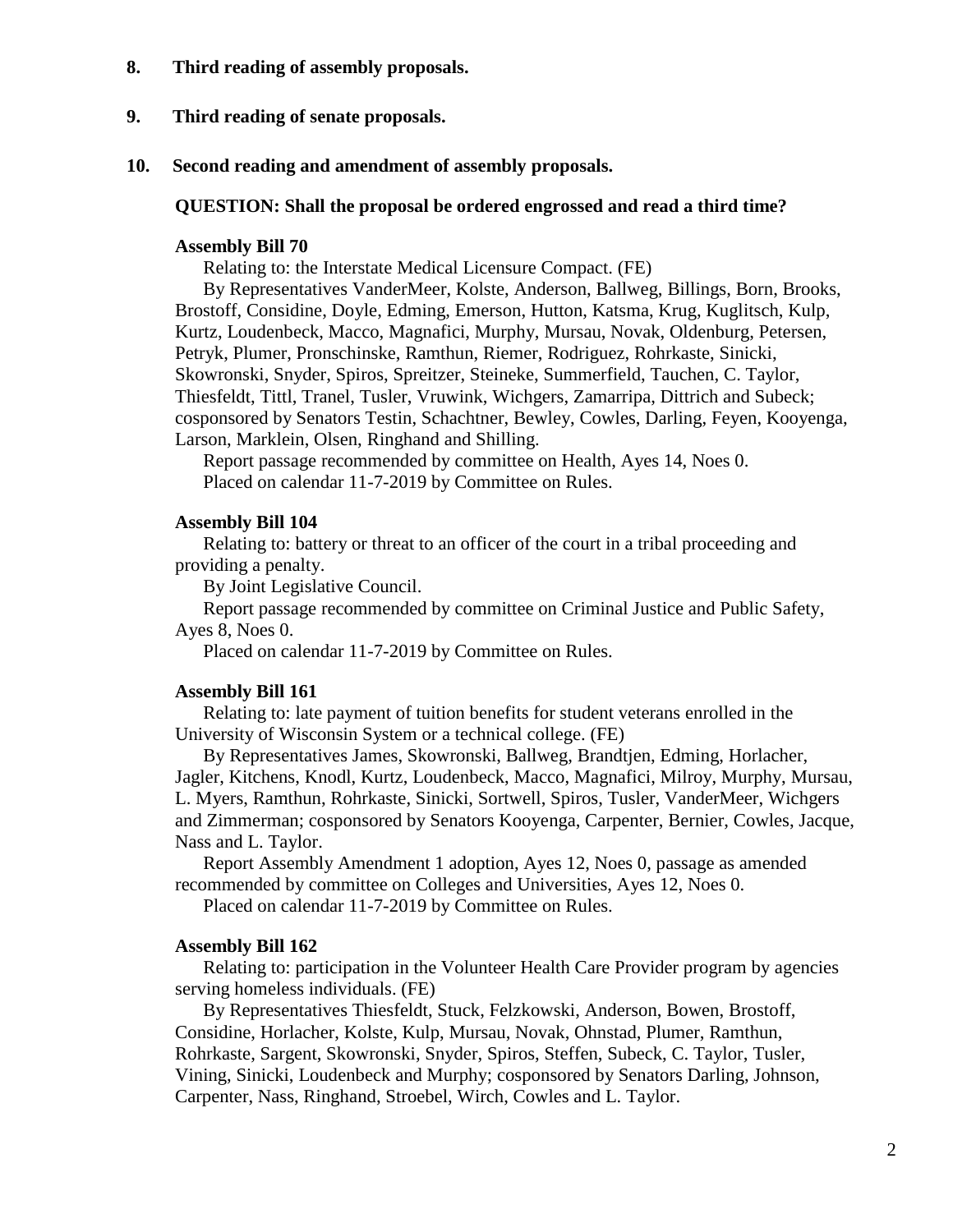**8. Third reading of assembly proposals.**

**9. Third reading of senate proposals.**

**10. Second reading and amendment of assembly proposals.**

**QUESTION: Shall the proposal be ordered engrossed and read a third time?**

**Assembly Bill 70**

Relating to: the Interstate Medical Licensure Compact. (FE)

By Representatives VanderMeer, Kolste, Anderson, Ballweg, Billings, Born, Brooks, Brostoff, Considine, Doyle, Edming, Emerson, Hutton, Katsma, Krug, Kuglitsch, Kulp, Kurtz, Loudenbeck, Macco, Magnafici, Murphy, Mursau, Novak, Oldenburg, Petersen, Petryk, Plumer, Pronschinske, Ramthun, Riemer, Rodriguez, Rohrkaste, Sinicki, Skowronski, Snyder, Spiros, Spreitzer, Steineke, Summerfield, Tauchen, C. Taylor, Thiesfeldt, Tittl, Tranel, Tusler, Vruwink, Wichgers, Zamarripa, Dittrich and Subeck; cosponsored by Senators Testin, Schachtner, Bewley, Cowles, Darling, Feyen, Kooyenga, Larson, Marklein, Olsen, Ringhand and Shilling.

Report passage recommended by committee on Health, Ayes 14, Noes 0.

Placed on calendar 11-7-2019 by Committee on Rules.

**Assembly Bill 104**

Relating to: battery or threat to an officer of the court in a tribal proceeding and providing a penalty.

By Joint Legislative Council.

Report passage recommended by committee on Criminal Justice and Public Safety, Ayes 8, Noes 0.

Placed on calendar 11-7-2019 by Committee on Rules.

**Assembly Bill 161**

Relating to: late payment of tuition benefits for student veterans enrolled in the University of Wisconsin System or a technical college. (FE)

By Representatives James, Skowronski, Ballweg, Brandtjen, Edming, Horlacher, Jagler, Kitchens, Knodl, Kurtz, Loudenbeck, Macco, Magnafici, Milroy, Murphy, Mursau, L. Myers, Ramthun, Rohrkaste, Sinicki, Sortwell, Spiros, Tusler, VanderMeer, Wichgers and Zimmerman; cosponsored by Senators Kooyenga, Carpenter, Bernier, Cowles, Jacque, Nass and L. Taylor.

Report Assembly Amendment 1 adoption, Ayes 12, Noes 0, passage as amended recommended by committee on Colleges and Universities, Ayes 12, Noes 0.

Placed on calendar 11-7-2019 by Committee on Rules.

**Assembly Bill 162**

Relating to: participation in the Volunteer Health Care Provider program by agencies serving homeless individuals. (FE)

By Representatives Thiesfeldt, Stuck, Felzkowski, Anderson, Bowen, Brostoff, Considine, Horlacher, Kolste, Kulp, Mursau, Novak, Ohnstad, Plumer, Ramthun, Rohrkaste, Sargent, Skowronski, Snyder, Spiros, Steffen, Subeck, C. Taylor, Tusler, Vining, Sinicki, Loudenbeck and Murphy; cosponsored by Senators Darling, Johnson, Carpenter, Nass, Ringhand, Stroebel, Wirch, Cowles and L. Taylor.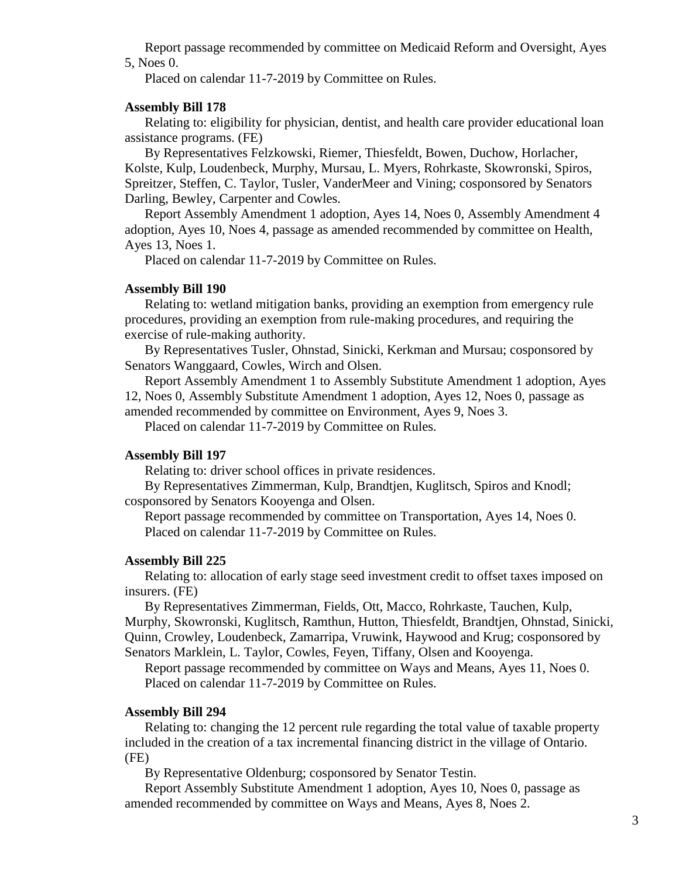Report passage recommended by committee on Medicaid Reform and Oversight, Ayes 5, Noes 0.

Placed on calendar 11-7-2019 by Committee on Rules.

**Assembly Bill 178**

Relating to: eligibility for physician, dentist, and health care provider educational loan assistance programs. (FE)

By Representatives Felzkowski, Riemer, Thiesfeldt, Bowen, Duchow, Horlacher, Kolste, Kulp, Loudenbeck, Murphy, Mursau, L. Myers, Rohrkaste, Skowronski, Spiros, Spreitzer, Steffen, C. Taylor, Tusler, VanderMeer and Vining; cosponsored by Senators Darling, Bewley, Carpenter and Cowles.

Report Assembly Amendment 1 adoption, Ayes 14, Noes 0, Assembly Amendment 4 adoption, Ayes 10, Noes 4, passage as amended recommended by committee on Health, Ayes 13, Noes 1.

Placed on calendar 11-7-2019 by Committee on Rules.

**Assembly Bill 190**

Relating to: wetland mitigation banks, providing an exemption from emergency rule procedures, providing an exemption from rule-making procedures, and requiring the exercise of rule-making authority.

By Representatives Tusler, Ohnstad, Sinicki, Kerkman and Mursau; cosponsored by Senators Wanggaard, Cowles, Wirch and Olsen.

Report Assembly Amendment 1 to Assembly Substitute Amendment 1 adoption, Ayes 12, Noes 0, Assembly Substitute Amendment 1 adoption, Ayes 12, Noes 0, passage as amended recommended by committee on Environment, Ayes 9, Noes 3.

Placed on calendar 11-7-2019 by Committee on Rules.

**Assembly Bill 197**

Relating to: driver school offices in private residences.

By Representatives Zimmerman, Kulp, Brandtjen, Kuglitsch, Spiros and Knodl; cosponsored by Senators Kooyenga and Olsen.

Report passage recommended by committee on Transportation, Ayes 14, Noes 0.

Placed on calendar 11-7-2019 by Committee on Rules.

**Assembly Bill 225**

Relating to: allocation of early stage seed investment credit to offset taxes imposed on insurers. (FE)

By Representatives Zimmerman, Fields, Ott, Macco, Rohrkaste, Tauchen, Kulp, Murphy, Skowronski, Kuglitsch, Ramthun, Hutton, Thiesfeldt, Brandtjen, Ohnstad, Sinicki, Quinn, Crowley, Loudenbeck, Zamarripa, Vruwink, Haywood and Krug; cosponsored by Senators Marklein, L. Taylor, Cowles, Feyen, Tiffany, Olsen and Kooyenga.

Report passage recommended by committee on Ways and Means, Ayes 11, Noes 0.

Placed on calendar 11-7-2019 by Committee on Rules.

**Assembly Bill 294**

Relating to: changing the 12 percent rule regarding the total value of taxable property included in the creation of a tax incremental financing district in the village of Ontario. (FE)

By Representative Oldenburg; cosponsored by Senator Testin.

Report Assembly Substitute Amendment 1 adoption, Ayes 10, Noes 0, passage as amended recommended by committee on Ways and Means, Ayes 8, Noes 2.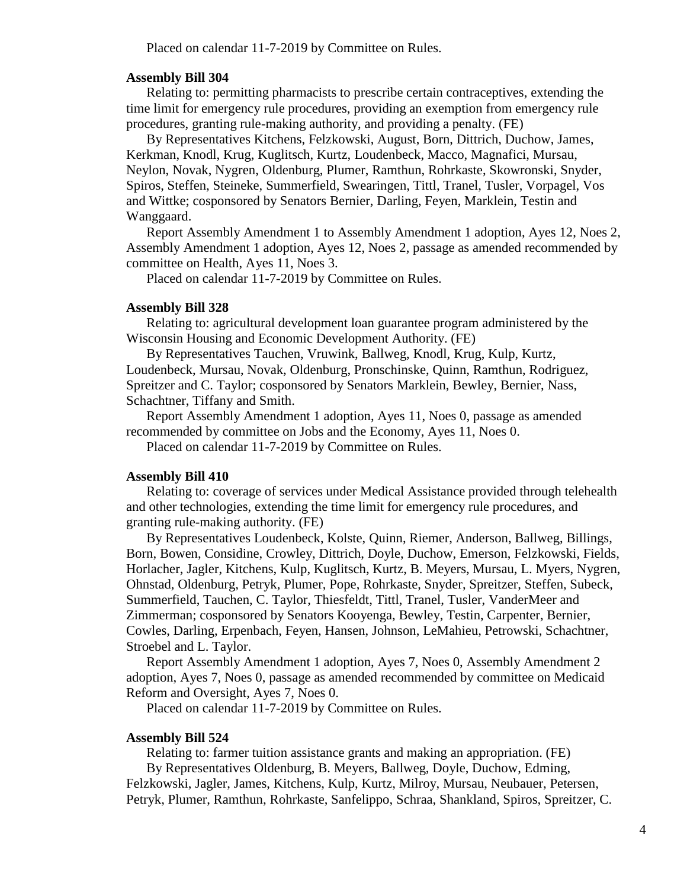Placed on calendar 11-7-2019 by Committee on Rules.

**Assembly Bill 304**

Relating to: permitting pharmacists to prescribe certain contraceptives, extending the time limit for emergency rule procedures, providing an exemption from emergency rule procedures, granting rule-making authority, and providing a penalty. (FE)

By Representatives Kitchens, Felzkowski, August, Born, Dittrich, Duchow, James, Kerkman, Knodl, Krug, Kuglitsch, Kurtz, Loudenbeck, Macco, Magnafici, Mursau, Neylon, Novak, Nygren, Oldenburg, Plumer, Ramthun, Rohrkaste, Skowronski, Snyder, Spiros, Steffen, Steineke, Summerfield, Swearingen, Tittl, Tranel, Tusler, Vorpagel, Vos and Wittke; cosponsored by Senators Bernier, Darling, Feyen, Marklein, Testin and Wanggaard.

Report Assembly Amendment 1 to Assembly Amendment 1 adoption, Ayes 12, Noes 2, Assembly Amendment 1 adoption, Ayes 12, Noes 2, passage as amended recommended by committee on Health, Ayes 11, Noes 3.

Placed on calendar 11-7-2019 by Committee on Rules.

**Assembly Bill 328**

Relating to: agricultural development loan guarantee program administered by the Wisconsin Housing and Economic Development Authority. (FE)

By Representatives Tauchen, Vruwink, Ballweg, Knodl, Krug, Kulp, Kurtz, Loudenbeck, Mursau, Novak, Oldenburg, Pronschinske, Quinn, Ramthun, Rodriguez, Spreitzer and C. Taylor; cosponsored by Senators Marklein, Bewley, Bernier, Nass, Schachtner, Tiffany and Smith.

Report Assembly Amendment 1 adoption, Ayes 11, Noes 0, passage as amended recommended by committee on Jobs and the Economy, Ayes 11, Noes 0.

Placed on calendar 11-7-2019 by Committee on Rules.

**Assembly Bill 410**

Relating to: coverage of services under Medical Assistance provided through telehealth and other technologies, extending the time limit for emergency rule procedures, and granting rule-making authority. (FE)

By Representatives Loudenbeck, Kolste, Quinn, Riemer, Anderson, Ballweg, Billings, Born, Bowen, Considine, Crowley, Dittrich, Doyle, Duchow, Emerson, Felzkowski, Fields, Horlacher, Jagler, Kitchens, Kulp, Kuglitsch, Kurtz, B. Meyers, Mursau, L. Myers, Nygren, Ohnstad, Oldenburg, Petryk, Plumer, Pope, Rohrkaste, Snyder, Spreitzer, Steffen, Subeck, Summerfield, Tauchen, C. Taylor, Thiesfeldt, Tittl, Tranel, Tusler, VanderMeer and Zimmerman; cosponsored by Senators Kooyenga, Bewley, Testin, Carpenter, Bernier, Cowles, Darling, Erpenbach, Feyen, Hansen, Johnson, LeMahieu, Petrowski, Schachtner, Stroebel and L. Taylor.

Report Assembly Amendment 1 adoption, Ayes 7, Noes 0, Assembly Amendment 2 adoption, Ayes 7, Noes 0, passage as amended recommended by committee on Medicaid Reform and Oversight, Ayes 7, Noes 0.

Placed on calendar 11-7-2019 by Committee on Rules.

**Assembly Bill 524**

Relating to: farmer tuition assistance grants and making an appropriation. (FE)

By Representatives Oldenburg, B. Meyers, Ballweg, Doyle, Duchow, Edming, Felzkowski, Jagler, James, Kitchens, Kulp, Kurtz, Milroy, Mursau, Neubauer, Petersen, Petryk, Plumer, Ramthun, Rohrkaste, Sanfelippo, Schraa, Shankland, Spiros, Spreitzer, C.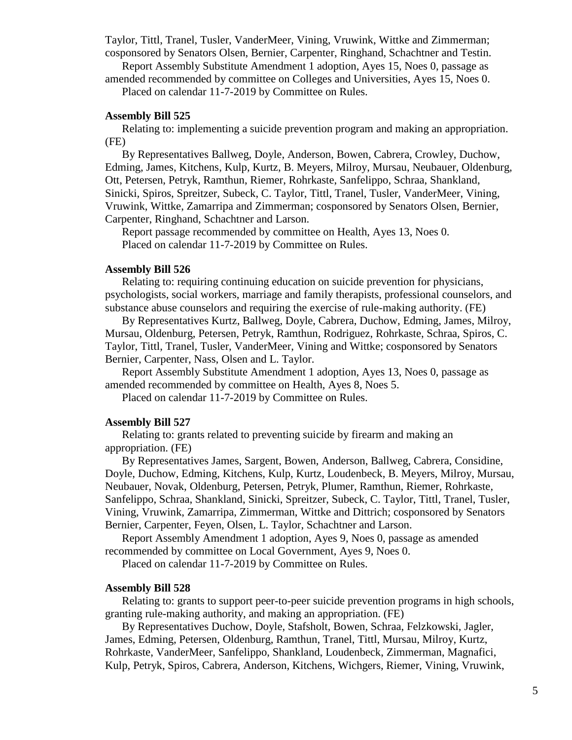Taylor, Tittl, Tranel, Tusler, VanderMeer, Vining, Vruwink, Wittke and Zimmerman; cosponsored by Senators Olsen, Bernier, Carpenter, Ringhand, Schachtner and Testin.

Report Assembly Substitute Amendment 1 adoption, Ayes 15, Noes 0, passage as amended recommended by committee on Colleges and Universities, Ayes 15, Noes 0.

Placed on calendar 11-7-2019 by Committee on Rules.

**Assembly Bill 525**

Relating to: implementing a suicide prevention program and making an appropriation. (FE)

By Representatives Ballweg, Doyle, Anderson, Bowen, Cabrera, Crowley, Duchow, Edming, James, Kitchens, Kulp, Kurtz, B. Meyers, Milroy, Mursau, Neubauer, Oldenburg, Ott, Petersen, Petryk, Ramthun, Riemer, Rohrkaste, Sanfelippo, Schraa, Shankland, Sinicki, Spiros, Spreitzer, Subeck, C. Taylor, Tittl, Tranel, Tusler, VanderMeer, Vining, Vruwink, Wittke, Zamarripa and Zimmerman; cosponsored by Senators Olsen, Bernier, Carpenter, Ringhand, Schachtner and Larson.

Report passage recommended by committee on Health, Ayes 13, Noes 0.

Placed on calendar 11-7-2019 by Committee on Rules.

**Assembly Bill 526**

Relating to: requiring continuing education on suicide prevention for physicians, psychologists, social workers, marriage and family therapists, professional counselors, and substance abuse counselors and requiring the exercise of rule-making authority. (FE)

By Representatives Kurtz, Ballweg, Doyle, Cabrera, Duchow, Edming, James, Milroy, Mursau, Oldenburg, Petersen, Petryk, Ramthun, Rodriguez, Rohrkaste, Schraa, Spiros, C. Taylor, Tittl, Tranel, Tusler, VanderMeer, Vining and Wittke; cosponsored by Senators Bernier, Carpenter, Nass, Olsen and L. Taylor.

Report Assembly Substitute Amendment 1 adoption, Ayes 13, Noes 0, passage as amended recommended by committee on Health, Ayes 8, Noes 5.

Placed on calendar 11-7-2019 by Committee on Rules.

**Assembly Bill 527**

Relating to: grants related to preventing suicide by firearm and making an appropriation. (FE)

By Representatives James, Sargent, Bowen, Anderson, Ballweg, Cabrera, Considine, Doyle, Duchow, Edming, Kitchens, Kulp, Kurtz, Loudenbeck, B. Meyers, Milroy, Mursau, Neubauer, Novak, Oldenburg, Petersen, Petryk, Plumer, Ramthun, Riemer, Rohrkaste, Sanfelippo, Schraa, Shankland, Sinicki, Spreitzer, Subeck, C. Taylor, Tittl, Tranel, Tusler, Vining, Vruwink, Zamarripa, Zimmerman, Wittke and Dittrich; cosponsored by Senators Bernier, Carpenter, Feyen, Olsen, L. Taylor, Schachtner and Larson.

Report Assembly Amendment 1 adoption, Ayes 9, Noes 0, passage as amended recommended by committee on Local Government, Ayes 9, Noes 0.

Placed on calendar 11-7-2019 by Committee on Rules.

**Assembly Bill 528**

Relating to: grants to support peer-to-peer suicide prevention programs in high schools, granting rule-making authority, and making an appropriation. (FE)

By Representatives Duchow, Doyle, Stafsholt, Bowen, Schraa, Felzkowski, Jagler, James, Edming, Petersen, Oldenburg, Ramthun, Tranel, Tittl, Mursau, Milroy, Kurtz, Rohrkaste, VanderMeer, Sanfelippo, Shankland, Loudenbeck, Zimmerman, Magnafici, Kulp, Petryk, Spiros, Cabrera, Anderson, Kitchens, Wichgers, Riemer, Vining, Vruwink,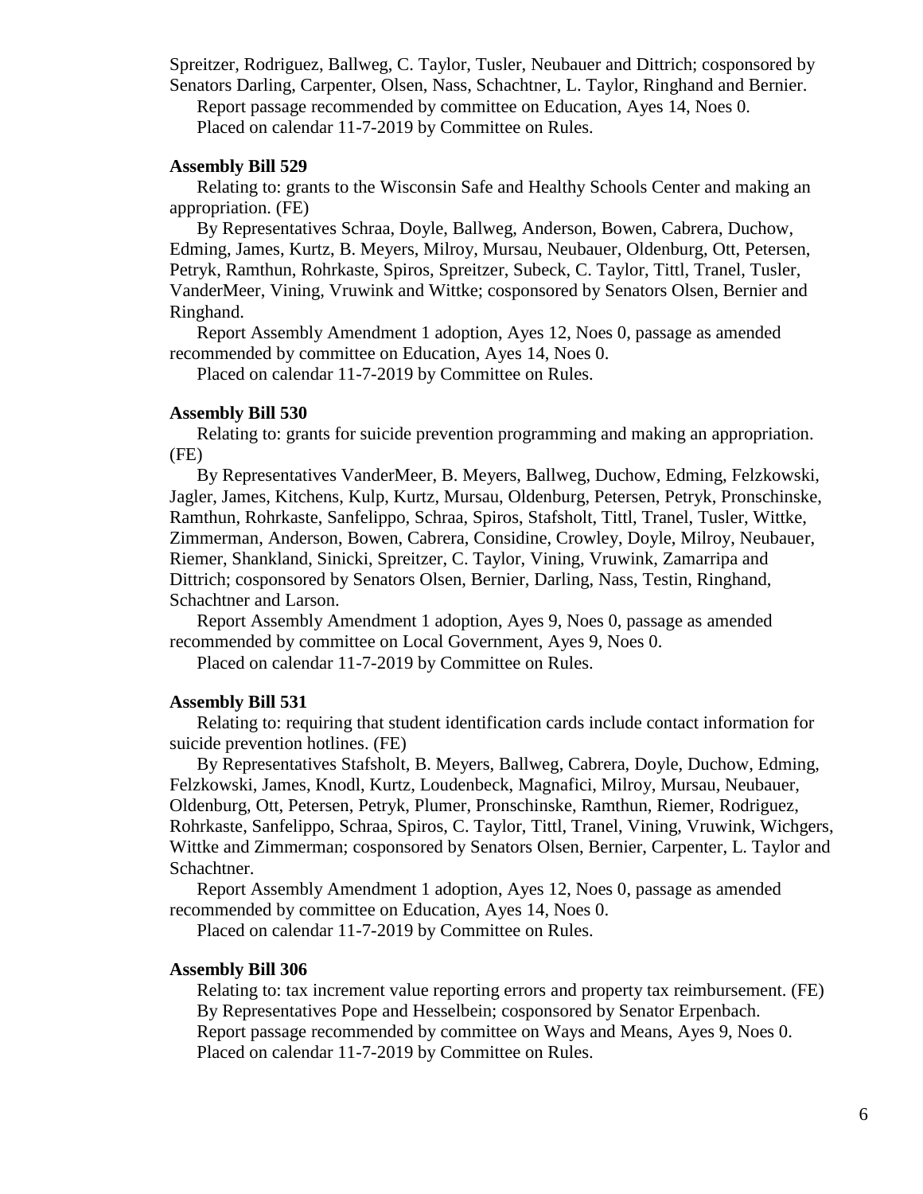Spreitzer, Rodriguez, Ballweg, C. Taylor, Tusler, Neubauer and Dittrich; cosponsored by Senators Darling, Carpenter, Olsen, Nass, Schachtner, L. Taylor, Ringhand and Bernier.

Report passage recommended by committee on Education, Ayes 14, Noes 0.

Placed on calendar 11-7-2019 by Committee on Rules.

**Assembly Bill 529**

Relating to: grants to the Wisconsin Safe and Healthy Schools Center and making an appropriation. (FE)

By Representatives Schraa, Doyle, Ballweg, Anderson, Bowen, Cabrera, Duchow, Edming, James, Kurtz, B. Meyers, Milroy, Mursau, Neubauer, Oldenburg, Ott, Petersen, Petryk, Ramthun, Rohrkaste, Spiros, Spreitzer, Subeck, C. Taylor, Tittl, Tranel, Tusler, VanderMeer, Vining, Vruwink and Wittke; cosponsored by Senators Olsen, Bernier and Ringhand.

Report Assembly Amendment 1 adoption, Ayes 12, Noes 0, passage as amended recommended by committee on Education, Ayes 14, Noes 0.

Placed on calendar 11-7-2019 by Committee on Rules.

**Assembly Bill 530**

Relating to: grants for suicide prevention programming and making an appropriation. (FE)

By Representatives VanderMeer, B. Meyers, Ballweg, Duchow, Edming, Felzkowski, Jagler, James, Kitchens, Kulp, Kurtz, Mursau, Oldenburg, Petersen, Petryk, Pronschinske, Ramthun, Rohrkaste, Sanfelippo, Schraa, Spiros, Stafsholt, Tittl, Tranel, Tusler, Wittke, Zimmerman, Anderson, Bowen, Cabrera, Considine, Crowley, Doyle, Milroy, Neubauer, Riemer, Shankland, Sinicki, Spreitzer, C. Taylor, Vining, Vruwink, Zamarripa and Dittrich; cosponsored by Senators Olsen, Bernier, Darling, Nass, Testin, Ringhand, Schachtner and Larson.

Report Assembly Amendment 1 adoption, Ayes 9, Noes 0, passage as amended recommended by committee on Local Government, Ayes 9, Noes 0.

Placed on calendar 11-7-2019 by Committee on Rules.

**Assembly Bill 531**

Relating to: requiring that student identification cards include contact information for suicide prevention hotlines. (FE)

By Representatives Stafsholt, B. Meyers, Ballweg, Cabrera, Doyle, Duchow, Edming, Felzkowski, James, Knodl, Kurtz, Loudenbeck, Magnafici, Milroy, Mursau, Neubauer, Oldenburg, Ott, Petersen, Petryk, Plumer, Pronschinske, Ramthun, Riemer, Rodriguez, Rohrkaste, Sanfelippo, Schraa, Spiros, C. Taylor, Tittl, Tranel, Vining, Vruwink, Wichgers, Wittke and Zimmerman; cosponsored by Senators Olsen, Bernier, Carpenter, L. Taylor and Schachtner.

Report Assembly Amendment 1 adoption, Ayes 12, Noes 0, passage as amended recommended by committee on Education, Ayes 14, Noes 0.

Placed on calendar 11-7-2019 by Committee on Rules.

**Assembly Bill 306**

Relating to: tax increment value reporting errors and property tax reimbursement. (FE)

By Representatives Pope and Hesselbein; cosponsored by Senator Erpenbach.

Report passage recommended by committee on Ways and Means, Ayes 9, Noes 0.

Placed on calendar 11-7-2019 by Committee on Rules.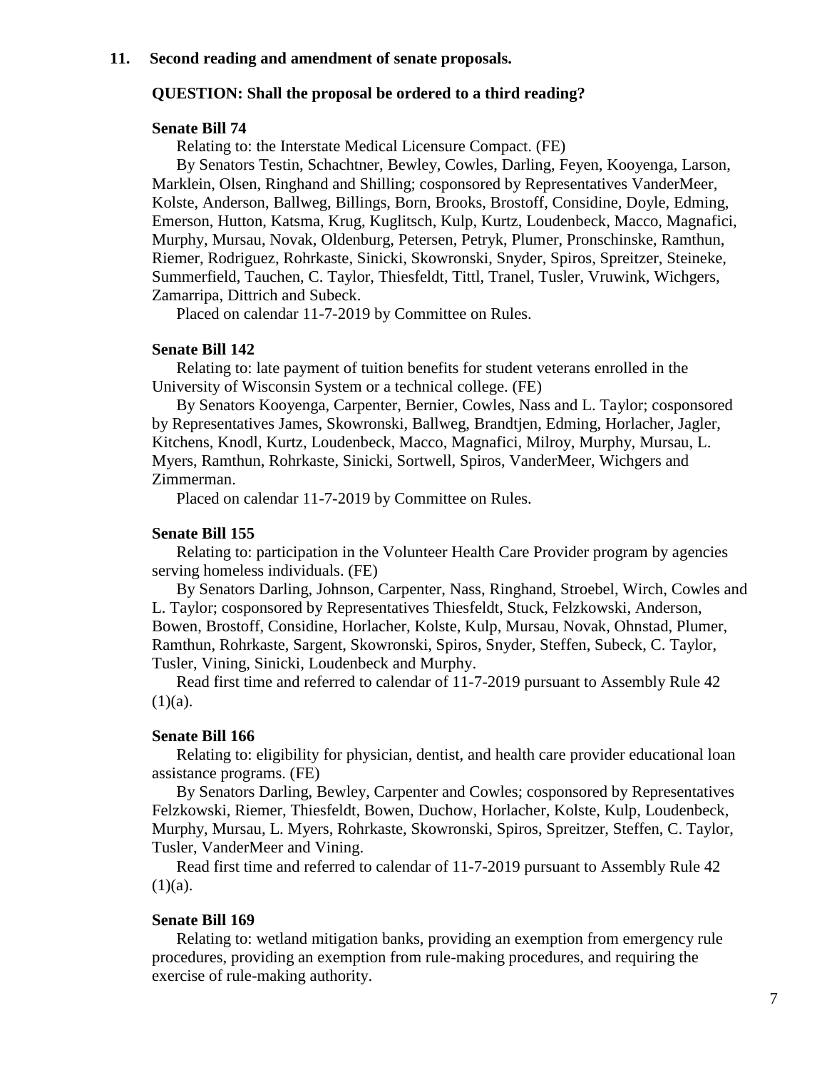## 11. Second reading and amendment of senate proposals.

### QUESTION: Shall the proposal be ordered to a third reading?

**Senate Bill 74**

Relating to: the Interstate Medical Licensure Compact. (FE)

By Senators Testin, Schachtner, Bewley, Cowles, Darling, Feyen, Kooyenga, Larson, Marklein, Olsen, Ringhand and Shilling; cosponsored by Representatives VanderMeer, Kolste, Anderson, Ballweg, Billings, Born, Brooks, Brostoff, Considine, Doyle, Edming, Emerson, Hutton, Katsma, Krug, Kuglitsch, Kulp, Kurtz, Loudenbeck, Macco, Magnafici, Murphy, Mursau, Novak, Oldenburg, Petersen, Petryk, Plumer, Pronschinske, Ramthun, Riemer, Rodriguez, Rohrkaste, Sinicki, Skowronski, Snyder, Spiros, Spreitzer, Steineke, Summerfield, Tauchen, C. Taylor, Thiesfeldt, Tittl, Tranel, Tusler, Vruwink, Wichgers, Zamarripa, Dittrich and Subeck.

Placed on calendar 11-7-2019 by Committee on Rules.

**Senate Bill 142**

Relating to: late payment of tuition benefits for student veterans enrolled in the University of Wisconsin System or a technical college. (FE)

By Senators Kooyenga, Carpenter, Bernier, Cowles, Nass and L. Taylor; cosponsored by Representatives James, Skowronski, Ballweg, Brandtjen, Edming, Horlacher, Jagler, Kitchens, Knodl, Kurtz, Loudenbeck, Macco, Magnafici, Milroy, Murphy, Mursau, L. Myers, Ramthun, Rohrkaste, Sinicki, Sortwell, Spiros, VanderMeer, Wichgers and Zimmerman.

Placed on calendar 11-7-2019 by Committee on Rules.

**Senate Bill 155**

Relating to: participation in the Volunteer Health Care Provider program by agencies serving homeless individuals. (FE)

By Senators Darling, Johnson, Carpenter, Nass, Ringhand, Stroebel, Wirch, Cowles and L. Taylor; cosponsored by Representatives Thiesfeldt, Stuck, Felzkowski, Anderson, Bowen, Brostoff, Considine, Horlacher, Kolste, Kulp, Mursau, Novak, Ohnstad, Plumer, Ramthun, Rohrkaste, Sargent, Skowronski, Spiros, Snyder, Steffen, Subeck, C. Taylor, Tusler, Vining, Sinicki, Loudenbeck and Murphy.

Read first time and referred to calendar of 11-7-2019 pursuant to Assembly Rule 42 (1)(a).

**Senate Bill 166**

Relating to: eligibility for physician, dentist, and health care provider educational loan assistance programs. (FE)

By Senators Darling, Bewley, Carpenter and Cowles; cosponsored by Representatives Felzkowski, Riemer, Thiesfeldt, Bowen, Duchow, Horlacher, Kolste, Kulp, Loudenbeck, Murphy, Mursau, L. Myers, Rohrkaste, Skowronski, Spiros, Spreitzer, Steffen, C. Taylor, Tusler, VanderMeer and Vining.

Read first time and referred to calendar of 11-7-2019 pursuant to Assembly Rule 42 (1)(a).

**Senate Bill 169**

Relating to: wetland mitigation banks, providing an exemption from emergency rule procedures, providing an exemption from rule-making procedures, and requiring the exercise of rule-making authority.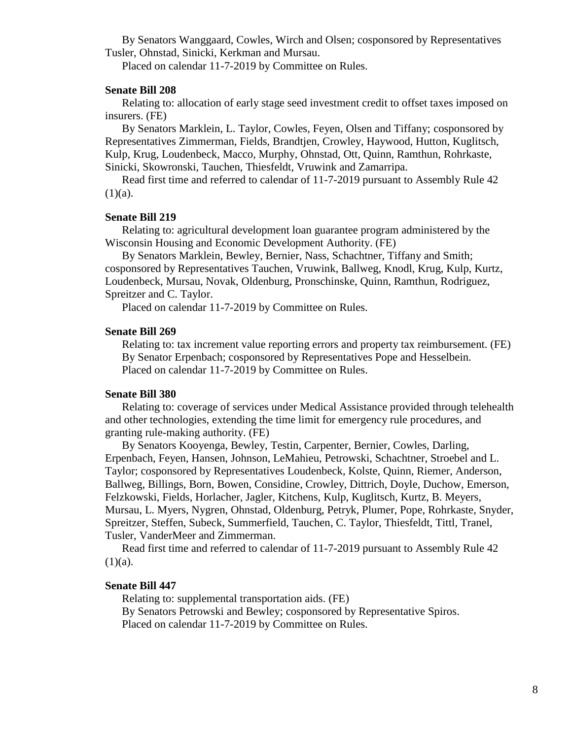By Senators Wanggaard, Cowles, Wirch and Olsen; cosponsored by Representatives Tusler, Ohnstad, Sinicki, Kerkman and Mursau.

Placed on calendar 11-7-2019 by Committee on Rules.

**Senate Bill 208**

Relating to: allocation of early stage seed investment credit to offset taxes imposed on insurers. (FE)

By Senators Marklein, L. Taylor, Cowles, Feyen, Olsen and Tiffany; cosponsored by Representatives Zimmerman, Fields, Brandtjen, Crowley, Haywood, Hutton, Kuglitsch, Kulp, Krug, Loudenbeck, Macco, Murphy, Ohnstad, Ott, Quinn, Ramthun, Rohrkaste, Sinicki, Skowronski, Tauchen, Thiesfeldt, Vruwink and Zamarripa.

Read first time and referred to calendar of 11-7-2019 pursuant to Assembly Rule 42 (1)(a).

**Senate Bill 219**

Relating to: agricultural development loan guarantee program administered by the Wisconsin Housing and Economic Development Authority. (FE)

By Senators Marklein, Bewley, Bernier, Nass, Schachtner, Tiffany and Smith; cosponsored by Representatives Tauchen, Vruwink, Ballweg, Knodl, Krug, Kulp, Kurtz, Loudenbeck, Mursau, Novak, Oldenburg, Pronschinske, Quinn, Ramthun, Rodriguez, Spreitzer and C. Taylor.

Placed on calendar 11-7-2019 by Committee on Rules.

**Senate Bill 269**

Relating to: tax increment value reporting errors and property tax reimbursement. (FE)

By Senator Erpenbach; cosponsored by Representatives Pope and Hesselbein.

Placed on calendar 11-7-2019 by Committee on Rules.

**Senate Bill 380**

Relating to: coverage of services under Medical Assistance provided through telehealth and other technologies, extending the time limit for emergency rule procedures, and granting rule-making authority. (FE)

By Senators Kooyenga, Bewley, Testin, Carpenter, Bernier, Cowles, Darling, Erpenbach, Feyen, Hansen, Johnson, LeMahieu, Petrowski, Schachtner, Stroebel and L. Taylor; cosponsored by Representatives Loudenbeck, Kolste, Quinn, Riemer, Anderson, Ballweg, Billings, Born, Bowen, Considine, Crowley, Dittrich, Doyle, Duchow, Emerson, Felzkowski, Fields, Horlacher, Jagler, Kitchens, Kulp, Kuglitsch, Kurtz, B. Meyers, Mursau, L. Myers, Nygren, Ohnstad, Oldenburg, Petryk, Plumer, Pope, Rohrkaste, Snyder, Spreitzer, Steffen, Subeck, Summerfield, Tauchen, C. Taylor, Thiesfeldt, Tittl, Tranel, Tusler, VanderMeer and Zimmerman.

Read first time and referred to calendar of 11-7-2019 pursuant to Assembly Rule 42 (1)(a).

**Senate Bill 447**

Relating to: supplemental transportation aids. (FE)

By Senators Petrowski and Bewley; cosponsored by Representative Spiros.

Placed on calendar 11-7-2019 by Committee on Rules.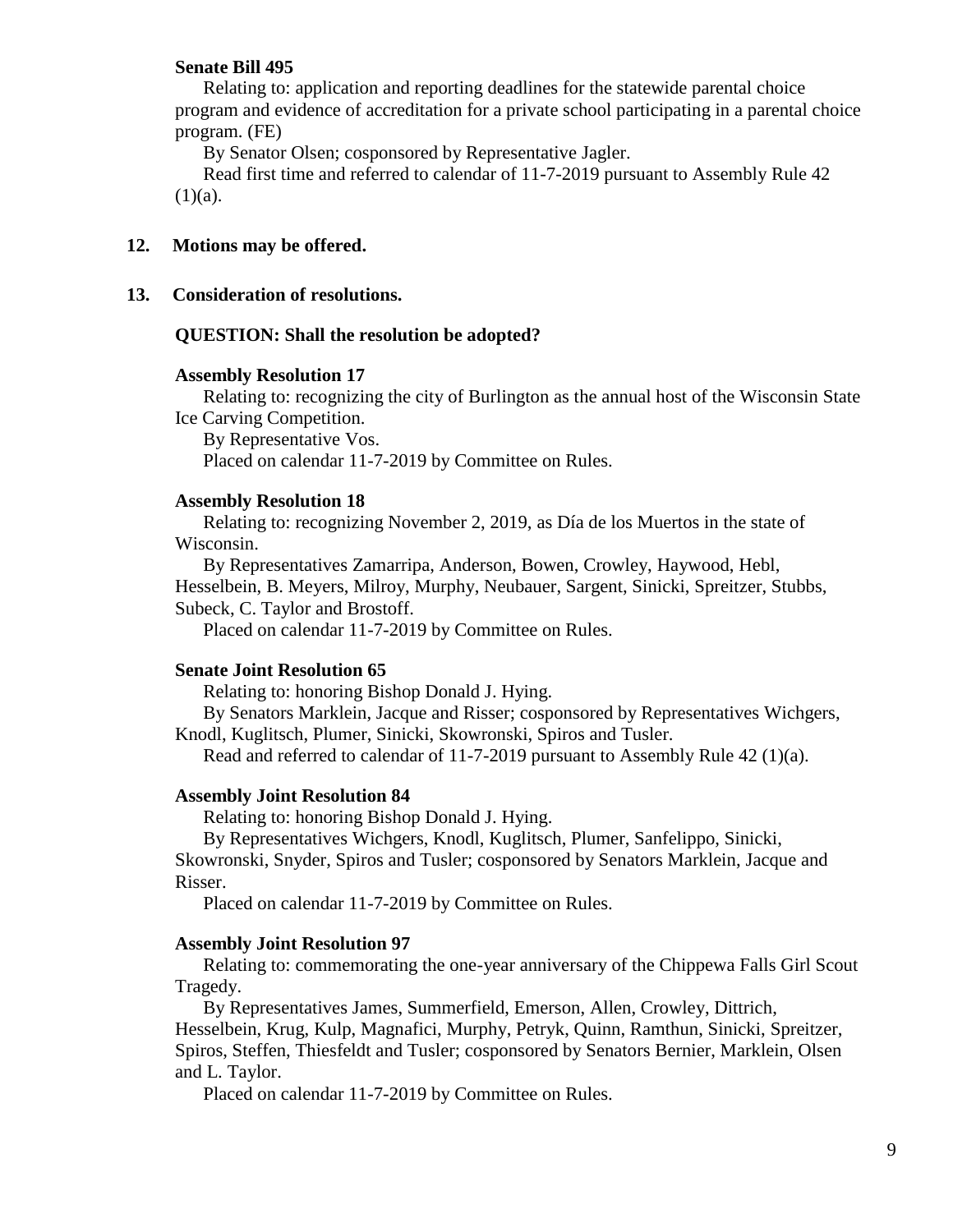**Senate Bill 495**

Relating to: application and reporting deadlines for the statewide parental choice program and evidence of accreditation for a private school participating in a parental choice program. (FE)

By Senator Olsen; cosponsored by Representative Jagler.

Read first time and referred to calendar of 11-7-2019 pursuant to Assembly Rule 42 (1)(a).

**12. Motions may be offered.**

**13. Consideration of resolutions.**

**QUESTION: Shall the resolution be adopted?**

**Assembly Resolution 17**

Relating to: recognizing the city of Burlington as the annual host of the Wisconsin State Ice Carving Competition.

By Representative Vos.

Placed on calendar 11-7-2019 by Committee on Rules.

**Assembly Resolution 18**

Relating to: recognizing November 2, 2019, as Día de los Muertos in the state of Wisconsin.

By Representatives Zamarripa, Anderson, Bowen, Crowley, Haywood, Hebl, Hesselbein, B. Meyers, Milroy, Murphy, Neubauer, Sargent, Sinicki, Spreitzer, Stubbs, Subeck, C. Taylor and Brostoff.

Placed on calendar 11-7-2019 by Committee on Rules.

**Senate Joint Resolution 65**

Relating to: honoring Bishop Donald J. Hying.

By Senators Marklein, Jacque and Risser; cosponsored by Representatives Wichgers, Knodl, Kuglitsch, Plumer, Sinicki, Skowronski, Spiros and Tusler.

Read and referred to calendar of 11-7-2019 pursuant to Assembly Rule 42 (1)(a).

**Assembly Joint Resolution 84**

Relating to: honoring Bishop Donald J. Hying.

By Representatives Wichgers, Knodl, Kuglitsch, Plumer, Sanfelippo, Sinicki, Skowronski, Snyder, Spiros and Tusler; cosponsored by Senators Marklein, Jacque and Risser.

Placed on calendar 11-7-2019 by Committee on Rules.

**Assembly Joint Resolution 97**

Relating to: commemorating the one-year anniversary of the Chippewa Falls Girl Scout Tragedy.

By Representatives James, Summerfield, Emerson, Allen, Crowley, Dittrich, Hesselbein, Krug, Kulp, Magnafici, Murphy, Petryk, Quinn, Ramthun, Sinicki, Spreitzer, Spiros, Steffen, Thiesfeldt and Tusler; cosponsored by Senators Bernier, Marklein, Olsen and L. Taylor.

Placed on calendar 11-7-2019 by Committee on Rules.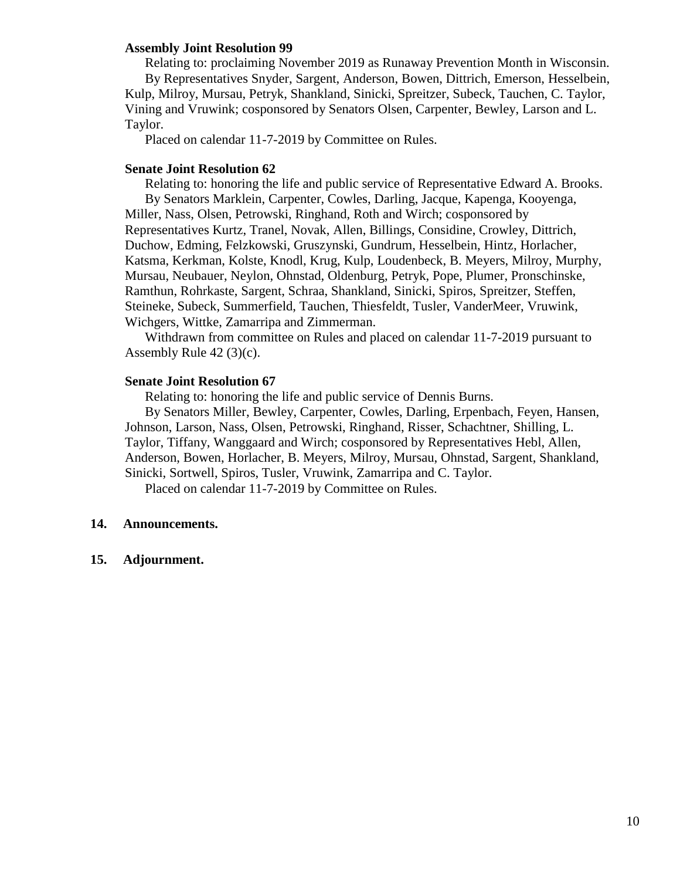**Assembly Joint Resolution 99**

Relating to: proclaiming November 2019 as Runaway Prevention Month in Wisconsin.

By Representatives Snyder, Sargent, Anderson, Bowen, Dittrich, Emerson, Hesselbein, Kulp, Milroy, Mursau, Petryk, Shankland, Sinicki, Spreitzer, Subeck, Tauchen, C. Taylor, Vining and Vruwink; cosponsored by Senators Olsen, Carpenter, Bewley, Larson and L. Taylor.

Placed on calendar 11-7-2019 by Committee on Rules.

**Senate Joint Resolution 62**

Relating to: honoring the life and public service of Representative Edward A. Brooks.

By Senators Marklein, Carpenter, Cowles, Darling, Jacque, Kapenga, Kooyenga, Miller, Nass, Olsen, Petrowski, Ringhand, Roth and Wirch; cosponsored by Representatives Kurtz, Tranel, Novak, Allen, Billings, Considine, Crowley, Dittrich, Duchow, Edming, Felzkowski, Gruszynski, Gundrum, Hesselbein, Hintz, Horlacher, Katsma, Kerkman, Kolste, Knodl, Krug, Kulp, Loudenbeck, B. Meyers, Milroy, Murphy, Mursau, Neubauer, Neylon, Ohnstad, Oldenburg, Petryk, Pope, Plumer, Pronschinske, Ramthun, Rohrkaste, Sargent, Schraa, Shankland, Sinicki, Spiros, Spreitzer, Steffen, Steineke, Subeck, Summerfield, Tauchen, Thiesfeldt, Tusler, VanderMeer, Vruwink, Wichgers, Wittke, Zamarripa and Zimmerman.

Withdrawn from committee on Rules and placed on calendar 11-7-2019 pursuant to Assembly Rule 42 (3)(c).

**Senate Joint Resolution 67**

Relating to: honoring the life and public service of Dennis Burns.

By Senators Miller, Bewley, Carpenter, Cowles, Darling, Erpenbach, Feyen, Hansen, Johnson, Larson, Nass, Olsen, Petrowski, Ringhand, Risser, Schachtner, Shilling, L. Taylor, Tiffany, Wanggaard and Wirch; cosponsored by Representatives Hebl, Allen, Anderson, Bowen, Horlacher, B. Meyers, Milroy, Mursau, Ohnstad, Sargent, Shankland, Sinicki, Sortwell, Spiros, Tusler, Vruwink, Zamarripa and C. Taylor.

Placed on calendar 11-7-2019 by Committee on Rules.

**14. Announcements.**

**15. Adjournment.**